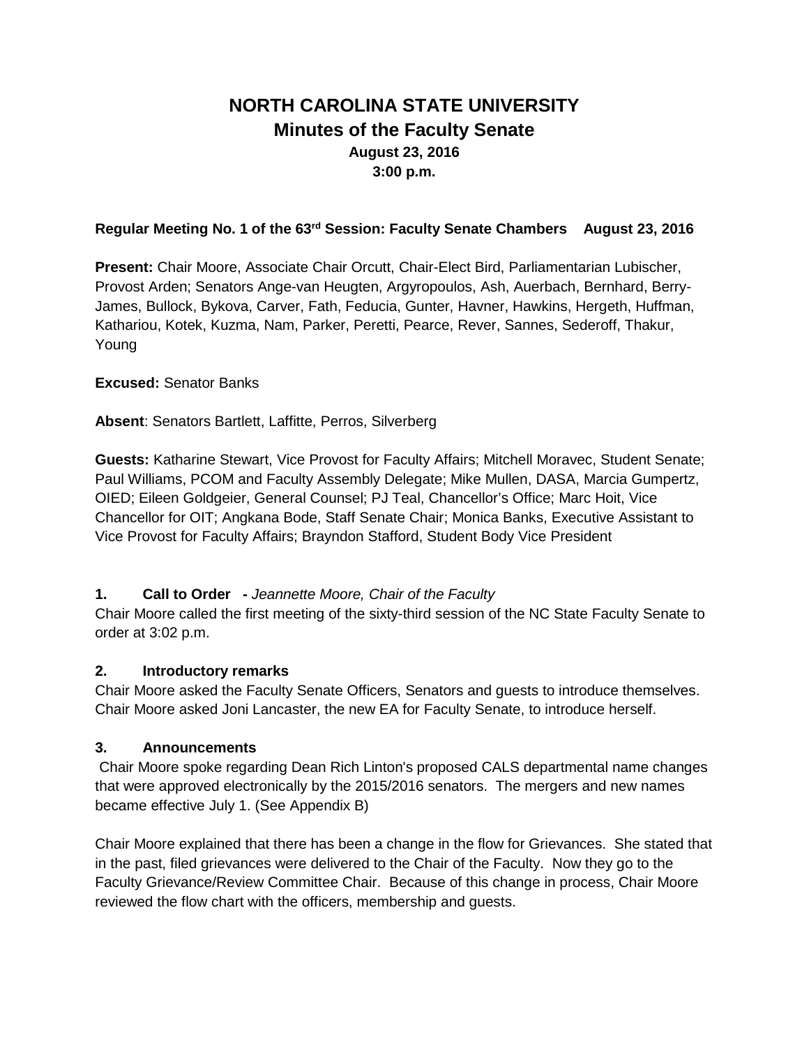# NORTH CAROLINA STATE UNIVERSITY
## Minutes of the Faculty Senate
### August 23, 2016
### 3:00 p.m.

**Regular Meeting No. 1 of the 63rd Session: Faculty Senate Chambers August 23, 2016**

**Present:** Chair Moore, Associate Chair Orcutt, Chair-Elect Bird, Parliamentarian Lubischer, Provost Arden; Senators Ange-van Heugten, Argyropoulos, Ash, Auerbach, Bernhard, Berry-James, Bullock, Bykova, Carver, Fath, Feducia, Gunter, Havner, Hawkins, Hergeth, Huffman, Kathariou, Kotek, Kuzma, Nam, Parker, Peretti, Pearce, Rever, Sannes, Sederoff, Thakur, Young

**Excused:** Senator Banks

**Absent**: Senators Bartlett, Laffitte, Perros, Silverberg

**Guests:** Katharine Stewart, Vice Provost for Faculty Affairs; Mitchell Moravec, Student Senate; Paul Williams, PCOM and Faculty Assembly Delegate; Mike Mullen, DASA, Marcia Gumpertz, OIED; Eileen Goldgeier, General Counsel; PJ Teal, Chancellor's Office; Marc Hoit, Vice Chancellor for OIT; Angkana Bode, Staff Senate Chair; Monica Banks, Executive Assistant to Vice Provost for Faculty Affairs; Brayndon Stafford, Student Body Vice President

**1. Call to Order -** *Jeannette Moore, Chair of the Faculty*

Chair Moore called the first meeting of the sixty-third session of the NC State Faculty Senate to order at 3:02 p.m.

**2. Introductory remarks**

Chair Moore asked the Faculty Senate Officers, Senators and guests to introduce themselves. Chair Moore asked Joni Lancaster, the new EA for Faculty Senate, to introduce herself.

**3. Announcements**

Chair Moore spoke regarding Dean Rich Linton's proposed CALS departmental name changes that were approved electronically by the 2015/2016 senators. The mergers and new names became effective July 1. (See Appendix B)

Chair Moore explained that there has been a change in the flow for Grievances. She stated that in the past, filed grievances were delivered to the Chair of the Faculty. Now they go to the Faculty Grievance/Review Committee Chair. Because of this change in process, Chair Moore reviewed the flow chart with the officers, membership and guests.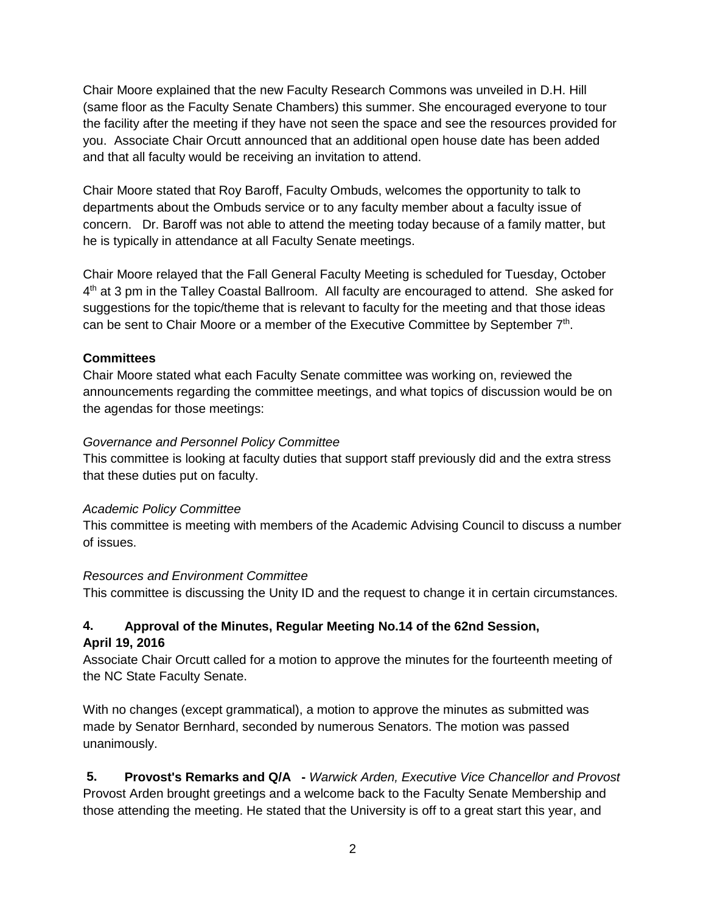Chair Moore explained that the new Faculty Research Commons was unveiled in D.H. Hill (same floor as the Faculty Senate Chambers) this summer. She encouraged everyone to tour the facility after the meeting if they have not seen the space and see the resources provided for you. Associate Chair Orcutt announced that an additional open house date has been added and that all faculty would be receiving an invitation to attend.

Chair Moore stated that Roy Baroff, Faculty Ombuds, welcomes the opportunity to talk to departments about the Ombuds service or to any faculty member about a faculty issue of concern. Dr. Baroff was not able to attend the meeting today because of a family matter, but he is typically in attendance at all Faculty Senate meetings.

Chair Moore relayed that the Fall General Faculty Meeting is scheduled for Tuesday, October 4th at 3 pm in the Talley Coastal Ballroom. All faculty are encouraged to attend. She asked for suggestions for the topic/theme that is relevant to faculty for the meeting and that those ideas can be sent to Chair Moore or a member of the Executive Committee by September 7th.

**Committees**

Chair Moore stated what each Faculty Senate committee was working on, reviewed the announcements regarding the committee meetings, and what topics of discussion would be on the agendas for those meetings:

*Governance and Personnel Policy Committee*

This committee is looking at faculty duties that support staff previously did and the extra stress that these duties put on faculty.

*Academic Policy Committee*

This committee is meeting with members of the Academic Advising Council to discuss a number of issues.

*Resources and Environment Committee*

This committee is discussing the Unity ID and the request to change it in certain circumstances.

**4. Approval of the Minutes, Regular Meeting No.14 of the 62nd Session, April 19, 2016**

Associate Chair Orcutt called for a motion to approve the minutes for the fourteenth meeting of the NC State Faculty Senate.

With no changes (except grammatical), a motion to approve the minutes as submitted was made by Senator Bernhard, seconded by numerous Senators. The motion was passed unanimously.

**5. Provost's Remarks and Q/A -** *Warwick Arden, Executive Vice Chancellor and Provost*

Provost Arden brought greetings and a welcome back to the Faculty Senate Membership and those attending the meeting. He stated that the University is off to a great start this year, and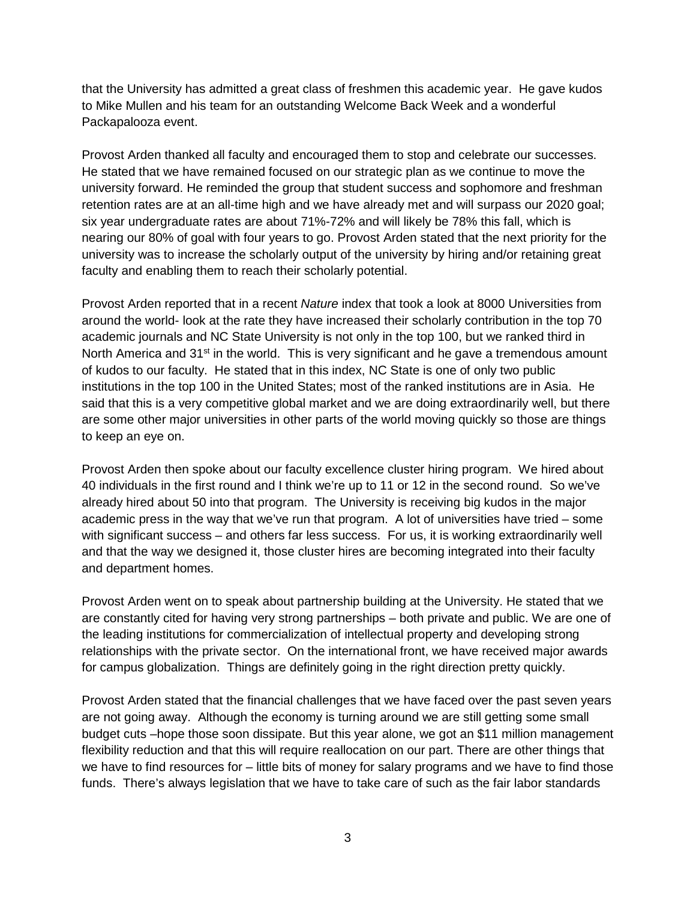that the University has admitted a great class of freshmen this academic year. He gave kudos to Mike Mullen and his team for an outstanding Welcome Back Week and a wonderful Packapalooza event.

Provost Arden thanked all faculty and encouraged them to stop and celebrate our successes. He stated that we have remained focused on our strategic plan as we continue to move the university forward. He reminded the group that student success and sophomore and freshman retention rates are at an all-time high and we have already met and will surpass our 2020 goal; six year undergraduate rates are about 71%-72% and will likely be 78% this fall, which is nearing our 80% of goal with four years to go. Provost Arden stated that the next priority for the university was to increase the scholarly output of the university by hiring and/or retaining great faculty and enabling them to reach their scholarly potential.

Provost Arden reported that in a recent *Nature* index that took a look at 8000 Universities from around the world- look at the rate they have increased their scholarly contribution in the top 70 academic journals and NC State University is not only in the top 100, but we ranked third in North America and 31st in the world. This is very significant and he gave a tremendous amount of kudos to our faculty. He stated that in this index, NC State is one of only two public institutions in the top 100 in the United States; most of the ranked institutions are in Asia. He said that this is a very competitive global market and we are doing extraordinarily well, but there are some other major universities in other parts of the world moving quickly so those are things to keep an eye on.

Provost Arden then spoke about our faculty excellence cluster hiring program. We hired about 40 individuals in the first round and I think we're up to 11 or 12 in the second round. So we've already hired about 50 into that program. The University is receiving big kudos in the major academic press in the way that we've run that program. A lot of universities have tried – some with significant success – and others far less success. For us, it is working extraordinarily well and that the way we designed it, those cluster hires are becoming integrated into their faculty and department homes.

Provost Arden went on to speak about partnership building at the University. He stated that we are constantly cited for having very strong partnerships – both private and public. We are one of the leading institutions for commercialization of intellectual property and developing strong relationships with the private sector. On the international front, we have received major awards for campus globalization. Things are definitely going in the right direction pretty quickly.

Provost Arden stated that the financial challenges that we have faced over the past seven years are not going away. Although the economy is turning around we are still getting some small budget cuts –hope those soon dissipate. But this year alone, we got an $11 million management flexibility reduction and that this will require reallocation on our part. There are other things that we have to find resources for – little bits of money for salary programs and we have to find those funds. There's always legislation that we have to take care of such as the fair labor standards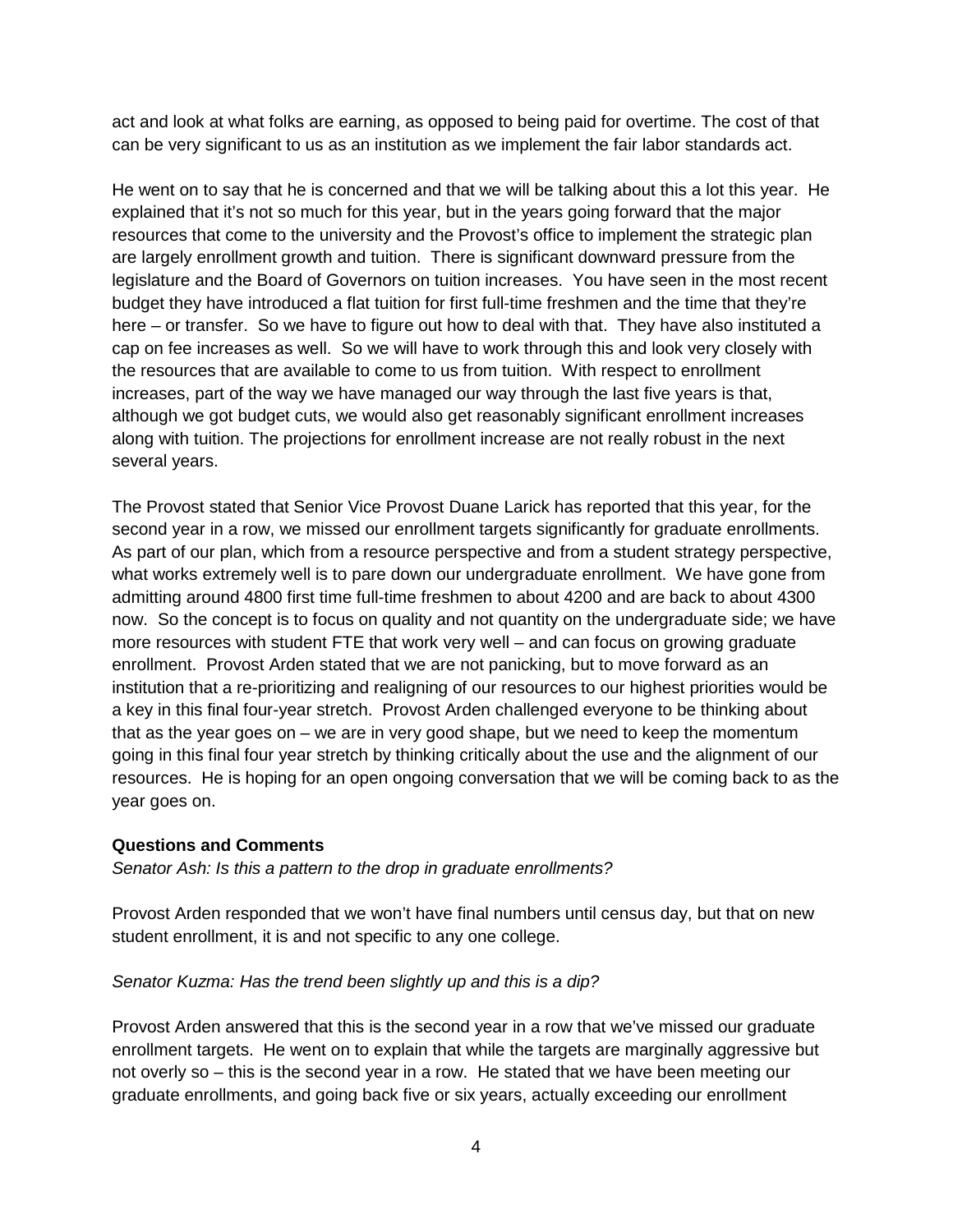act and look at what folks are earning, as opposed to being paid for overtime. The cost of that can be very significant to us as an institution as we implement the fair labor standards act.

He went on to say that he is concerned and that we will be talking about this a lot this year. He explained that it's not so much for this year, but in the years going forward that the major resources that come to the university and the Provost's office to implement the strategic plan are largely enrollment growth and tuition. There is significant downward pressure from the legislature and the Board of Governors on tuition increases. You have seen in the most recent budget they have introduced a flat tuition for first full-time freshmen and the time that they're here – or transfer. So we have to figure out how to deal with that. They have also instituted a cap on fee increases as well. So we will have to work through this and look very closely with the resources that are available to come to us from tuition. With respect to enrollment increases, part of the way we have managed our way through the last five years is that, although we got budget cuts, we would also get reasonably significant enrollment increases along with tuition. The projections for enrollment increase are not really robust in the next several years.

The Provost stated that Senior Vice Provost Duane Larick has reported that this year, for the second year in a row, we missed our enrollment targets significantly for graduate enrollments. As part of our plan, which from a resource perspective and from a student strategy perspective, what works extremely well is to pare down our undergraduate enrollment. We have gone from admitting around 4800 first time full-time freshmen to about 4200 and are back to about 4300 now. So the concept is to focus on quality and not quantity on the undergraduate side; we have more resources with student FTE that work very well – and can focus on growing graduate enrollment. Provost Arden stated that we are not panicking, but to move forward as an institution that a re-prioritizing and realigning of our resources to our highest priorities would be a key in this final four-year stretch. Provost Arden challenged everyone to be thinking about that as the year goes on – we are in very good shape, but we need to keep the momentum going in this final four year stretch by thinking critically about the use and the alignment of our resources. He is hoping for an open ongoing conversation that we will be coming back to as the year goes on.

**Questions and Comments**

*Senator Ash: Is this a pattern to the drop in graduate enrollments?*

Provost Arden responded that we won't have final numbers until census day, but that on new student enrollment, it is and not specific to any one college.

*Senator Kuzma: Has the trend been slightly up and this is a dip?*

Provost Arden answered that this is the second year in a row that we've missed our graduate enrollment targets. He went on to explain that while the targets are marginally aggressive but not overly so – this is the second year in a row. He stated that we have been meeting our graduate enrollments, and going back five or six years, actually exceeding our enrollment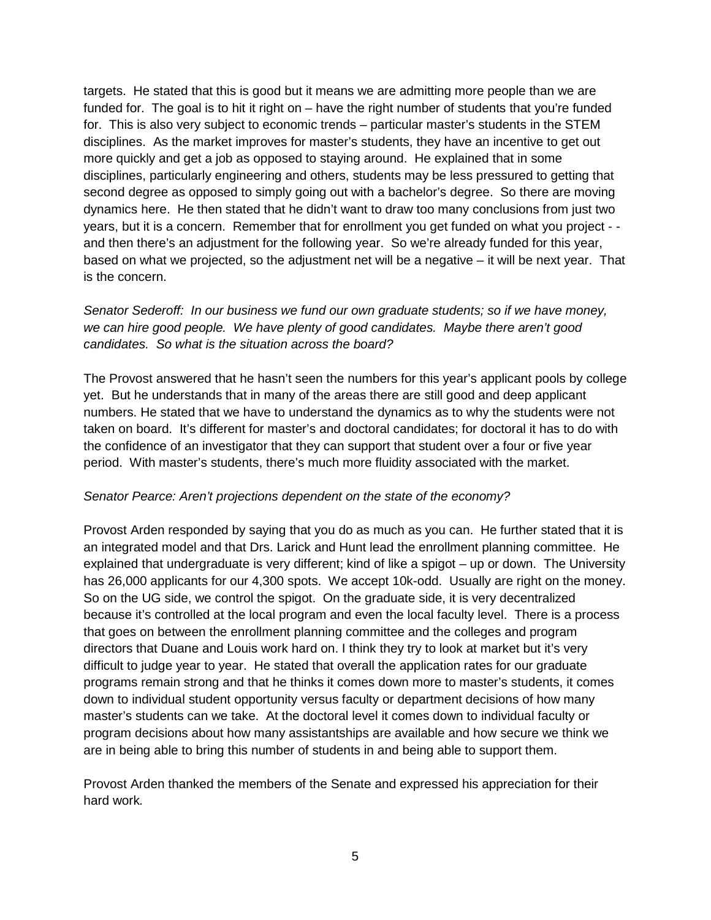targets. He stated that this is good but it means we are admitting more people than we are funded for. The goal is to hit it right on – have the right number of students that you're funded for. This is also very subject to economic trends – particular master's students in the STEM disciplines. As the market improves for master's students, they have an incentive to get out more quickly and get a job as opposed to staying around. He explained that in some disciplines, particularly engineering and others, students may be less pressured to getting that second degree as opposed to simply going out with a bachelor's degree. So there are moving dynamics here. He then stated that he didn't want to draw too many conclusions from just two years, but it is a concern. Remember that for enrollment you get funded on what you project - - and then there's an adjustment for the following year. So we're already funded for this year, based on what we projected, so the adjustment net will be a negative – it will be next year. That is the concern.

*Senator Sederoff: In our business we fund our own graduate students; so if we have money, we can hire good people. We have plenty of good candidates. Maybe there aren't good candidates. So what is the situation across the board?*

The Provost answered that he hasn't seen the numbers for this year's applicant pools by college yet. But he understands that in many of the areas there are still good and deep applicant numbers. He stated that we have to understand the dynamics as to why the students were not taken on board. It's different for master's and doctoral candidates; for doctoral it has to do with the confidence of an investigator that they can support that student over a four or five year period. With master's students, there's much more fluidity associated with the market.

*Senator Pearce: Aren't projections dependent on the state of the economy?*

Provost Arden responded by saying that you do as much as you can. He further stated that it is an integrated model and that Drs. Larick and Hunt lead the enrollment planning committee. He explained that undergraduate is very different; kind of like a spigot – up or down. The University has 26,000 applicants for our 4,300 spots. We accept 10k-odd. Usually are right on the money. So on the UG side, we control the spigot. On the graduate side, it is very decentralized because it's controlled at the local program and even the local faculty level. There is a process that goes on between the enrollment planning committee and the colleges and program directors that Duane and Louis work hard on. I think they try to look at market but it's very difficult to judge year to year. He stated that overall the application rates for our graduate programs remain strong and that he thinks it comes down more to master's students, it comes down to individual student opportunity versus faculty or department decisions of how many master's students can we take. At the doctoral level it comes down to individual faculty or program decisions about how many assistantships are available and how secure we think we are in being able to bring this number of students in and being able to support them.

Provost Arden thanked the members of the Senate and expressed his appreciation for their hard work.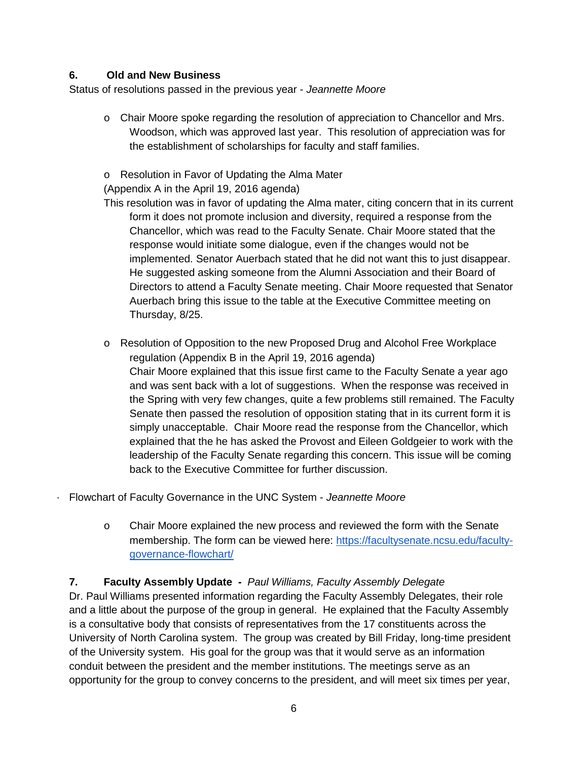**6. Old and New Business**

Status of resolutions passed in the previous year - *Jeannette Moore*

- Chair Moore spoke regarding the resolution of appreciation to Chancellor and Mrs. Woodson, which was approved last year. This resolution of appreciation was for the establishment of scholarships for faculty and staff families.

- Resolution in Favor of Updating the Alma Mater
  (Appendix A in the April 19, 2016 agenda)
  This resolution was in favor of updating the Alma mater, citing concern that in its current form it does not promote inclusion and diversity, required a response from the Chancellor, which was read to the Faculty Senate. Chair Moore stated that the response would initiate some dialogue, even if the changes would not be implemented. Senator Auerbach stated that he did not want this to just disappear. He suggested asking someone from the Alumni Association and their Board of Directors to attend a Faculty Senate meeting. Chair Moore requested that Senator Auerbach bring this issue to the table at the Executive Committee meeting on Thursday, 8/25.

- Resolution of Opposition to the new Proposed Drug and Alcohol Free Workplace regulation (Appendix B in the April 19, 2016 agenda)
  Chair Moore explained that this issue first came to the Faculty Senate a year ago and was sent back with a lot of suggestions. When the response was received in the Spring with very few changes, quite a few problems still remained. The Faculty Senate then passed the resolution of opposition stating that in its current form it is simply unacceptable. Chair Moore read the response from the Chancellor, which explained that the he has asked the Provost and Eileen Goldgeier to work with the leadership of the Faculty Senate regarding this concern. This issue will be coming back to the Executive Committee for further discussion.

· Flowchart of Faculty Governance in the UNC System - *Jeannette Moore*

- Chair Moore explained the new process and reviewed the form with the Senate membership. The form can be viewed here: [https://facultysenate.ncsu.edu/faculty-governance-flowchart/](https://facultysenate.ncsu.edu/faculty-governance-flowchart/)

**7. Faculty Assembly Update -** *Paul Williams, Faculty Assembly Delegate*

Dr. Paul Williams presented information regarding the Faculty Assembly Delegates, their role and a little about the purpose of the group in general. He explained that the Faculty Assembly is a consultative body that consists of representatives from the 17 constituents across the University of North Carolina system. The group was created by Bill Friday, long-time president of the University system. His goal for the group was that it would serve as an information conduit between the president and the member institutions. The meetings serve as an opportunity for the group to convey concerns to the president, and will meet six times per year,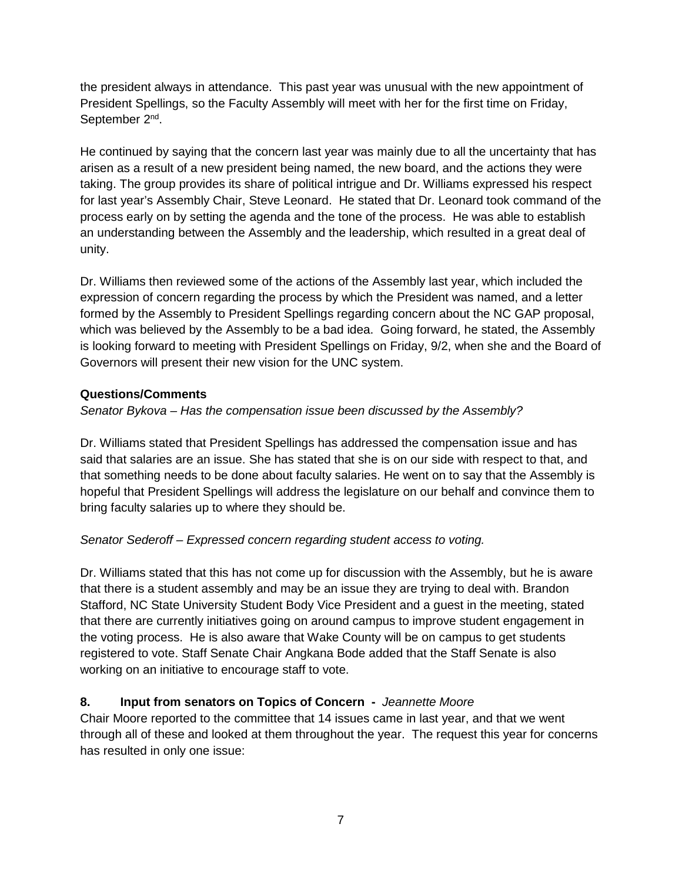the president always in attendance. This past year was unusual with the new appointment of President Spellings, so the Faculty Assembly will meet with her for the first time on Friday, September 2nd.

He continued by saying that the concern last year was mainly due to all the uncertainty that has arisen as a result of a new president being named, the new board, and the actions they were taking. The group provides its share of political intrigue and Dr. Williams expressed his respect for last year's Assembly Chair, Steve Leonard. He stated that Dr. Leonard took command of the process early on by setting the agenda and the tone of the process. He was able to establish an understanding between the Assembly and the leadership, which resulted in a great deal of unity.

Dr. Williams then reviewed some of the actions of the Assembly last year, which included the expression of concern regarding the process by which the President was named, and a letter formed by the Assembly to President Spellings regarding concern about the NC GAP proposal, which was believed by the Assembly to be a bad idea. Going forward, he stated, the Assembly is looking forward to meeting with President Spellings on Friday, 9/2, when she and the Board of Governors will present their new vision for the UNC system.

**Questions/Comments**

*Senator Bykova – Has the compensation issue been discussed by the Assembly?*

Dr. Williams stated that President Spellings has addressed the compensation issue and has said that salaries are an issue. She has stated that she is on our side with respect to that, and that something needs to be done about faculty salaries. He went on to say that the Assembly is hopeful that President Spellings will address the legislature on our behalf and convince them to bring faculty salaries up to where they should be.

*Senator Sederoff – Expressed concern regarding student access to voting.*

Dr. Williams stated that this has not come up for discussion with the Assembly, but he is aware that there is a student assembly and may be an issue they are trying to deal with. Brandon Stafford, NC State University Student Body Vice President and a guest in the meeting, stated that there are currently initiatives going on around campus to improve student engagement in the voting process. He is also aware that Wake County will be on campus to get students registered to vote. Staff Senate Chair Angkana Bode added that the Staff Senate is also working on an initiative to encourage staff to vote.

**8. Input from senators on Topics of Concern -** *Jeannette Moore*

Chair Moore reported to the committee that 14 issues came in last year, and that we went through all of these and looked at them throughout the year. The request this year for concerns has resulted in only one issue: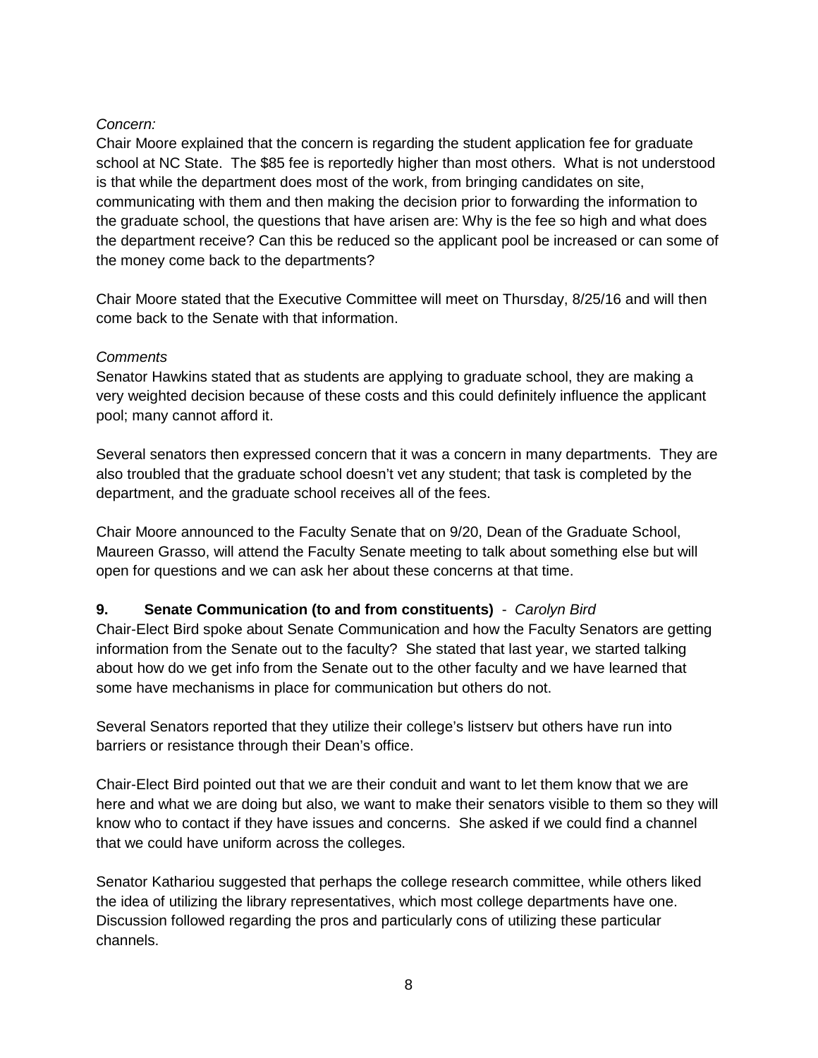*Concern:*

Chair Moore explained that the concern is regarding the student application fee for graduate school at NC State. The $85 fee is reportedly higher than most others. What is not understood is that while the department does most of the work, from bringing candidates on site, communicating with them and then making the decision prior to forwarding the information to the graduate school, the questions that have arisen are: Why is the fee so high and what does the department receive? Can this be reduced so the applicant pool be increased or can some of the money come back to the departments?

Chair Moore stated that the Executive Committee will meet on Thursday, 8/25/16 and will then come back to the Senate with that information.

*Comments*

Senator Hawkins stated that as students are applying to graduate school, they are making a very weighted decision because of these costs and this could definitely influence the applicant pool; many cannot afford it.

Several senators then expressed concern that it was a concern in many departments. They are also troubled that the graduate school doesn't vet any student; that task is completed by the department, and the graduate school receives all of the fees.

Chair Moore announced to the Faculty Senate that on 9/20, Dean of the Graduate School, Maureen Grasso, will attend the Faculty Senate meeting to talk about something else but will open for questions and we can ask her about these concerns at that time.

**9. Senate Communication (to and from constituents)** - *Carolyn Bird*

Chair-Elect Bird spoke about Senate Communication and how the Faculty Senators are getting information from the Senate out to the faculty? She stated that last year, we started talking about how do we get info from the Senate out to the other faculty and we have learned that some have mechanisms in place for communication but others do not.

Several Senators reported that they utilize their college's listserv but others have run into barriers or resistance through their Dean's office.

Chair-Elect Bird pointed out that we are their conduit and want to let them know that we are here and what we are doing but also, we want to make their senators visible to them so they will know who to contact if they have issues and concerns. She asked if we could find a channel that we could have uniform across the colleges.

Senator Kathariou suggested that perhaps the college research committee, while others liked the idea of utilizing the library representatives, which most college departments have one. Discussion followed regarding the pros and particularly cons of utilizing these particular channels.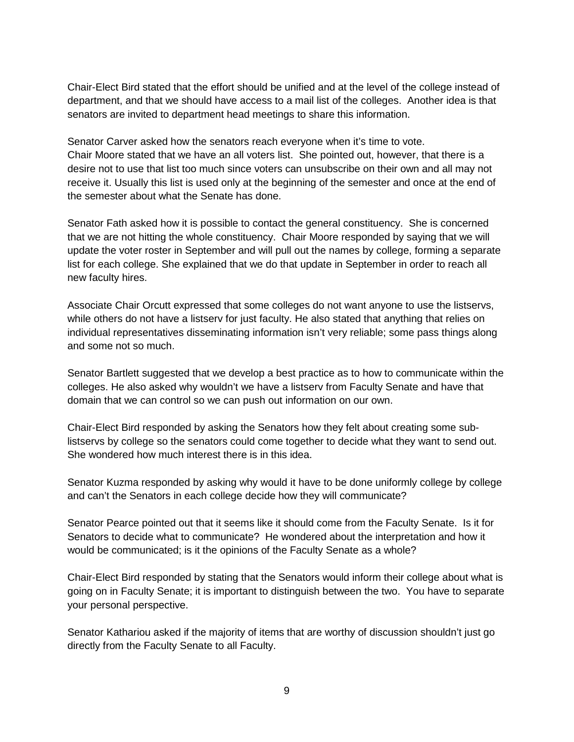Chair-Elect Bird stated that the effort should be unified and at the level of the college instead of department, and that we should have access to a mail list of the colleges. Another idea is that senators are invited to department head meetings to share this information.

Senator Carver asked how the senators reach everyone when it's time to vote.
Chair Moore stated that we have an all voters list. She pointed out, however, that there is a desire not to use that list too much since voters can unsubscribe on their own and all may not receive it. Usually this list is used only at the beginning of the semester and once at the end of the semester about what the Senate has done.

Senator Fath asked how it is possible to contact the general constituency. She is concerned that we are not hitting the whole constituency. Chair Moore responded by saying that we will update the voter roster in September and will pull out the names by college, forming a separate list for each college. She explained that we do that update in September in order to reach all new faculty hires.

Associate Chair Orcutt expressed that some colleges do not want anyone to use the listservs, while others do not have a listserv for just faculty. He also stated that anything that relies on individual representatives disseminating information isn't very reliable; some pass things along and some not so much.

Senator Bartlett suggested that we develop a best practice as to how to communicate within the colleges. He also asked why wouldn't we have a listserv from Faculty Senate and have that domain that we can control so we can push out information on our own.

Chair-Elect Bird responded by asking the Senators how they felt about creating some sub-listservs by college so the senators could come together to decide what they want to send out. She wondered how much interest there is in this idea.

Senator Kuzma responded by asking why would it have to be done uniformly college by college and can't the Senators in each college decide how they will communicate?

Senator Pearce pointed out that it seems like it should come from the Faculty Senate. Is it for Senators to decide what to communicate? He wondered about the interpretation and how it would be communicated; is it the opinions of the Faculty Senate as a whole?

Chair-Elect Bird responded by stating that the Senators would inform their college about what is going on in Faculty Senate; it is important to distinguish between the two. You have to separate your personal perspective.

Senator Kathariou asked if the majority of items that are worthy of discussion shouldn't just go directly from the Faculty Senate to all Faculty.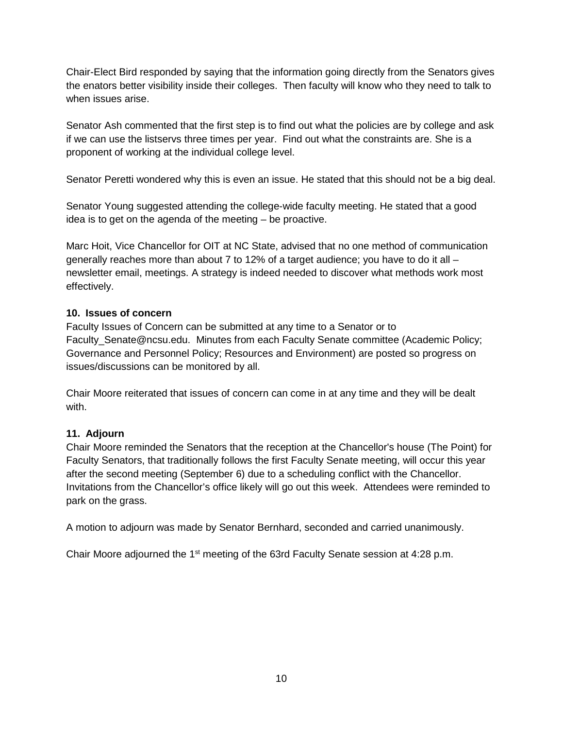Chair-Elect Bird responded by saying that the information going directly from the Senators gives the enators better visibility inside their colleges. Then faculty will know who they need to talk to when issues arise.

Senator Ash commented that the first step is to find out what the policies are by college and ask if we can use the listservs three times per year. Find out what the constraints are. She is a proponent of working at the individual college level.

Senator Peretti wondered why this is even an issue. He stated that this should not be a big deal.

Senator Young suggested attending the college-wide faculty meeting. He stated that a good idea is to get on the agenda of the meeting – be proactive.

Marc Hoit, Vice Chancellor for OIT at NC State, advised that no one method of communication generally reaches more than about 7 to 12% of a target audience; you have to do it all – newsletter email, meetings. A strategy is indeed needed to discover what methods work most effectively.

**10. Issues of concern**

Faculty Issues of Concern can be submitted at any time to a Senator or to Faculty_Senate@ncsu.edu. Minutes from each Faculty Senate committee (Academic Policy; Governance and Personnel Policy; Resources and Environment) are posted so progress on issues/discussions can be monitored by all.

Chair Moore reiterated that issues of concern can come in at any time and they will be dealt with.

**11. Adjourn**

Chair Moore reminded the Senators that the reception at the Chancellor's house (The Point) for Faculty Senators, that traditionally follows the first Faculty Senate meeting, will occur this year after the second meeting (September 6) due to a scheduling conflict with the Chancellor. Invitations from the Chancellor's office likely will go out this week. Attendees were reminded to park on the grass.

A motion to adjourn was made by Senator Bernhard, seconded and carried unanimously.

Chair Moore adjourned the 1st meeting of the 63rd Faculty Senate session at 4:28 p.m.